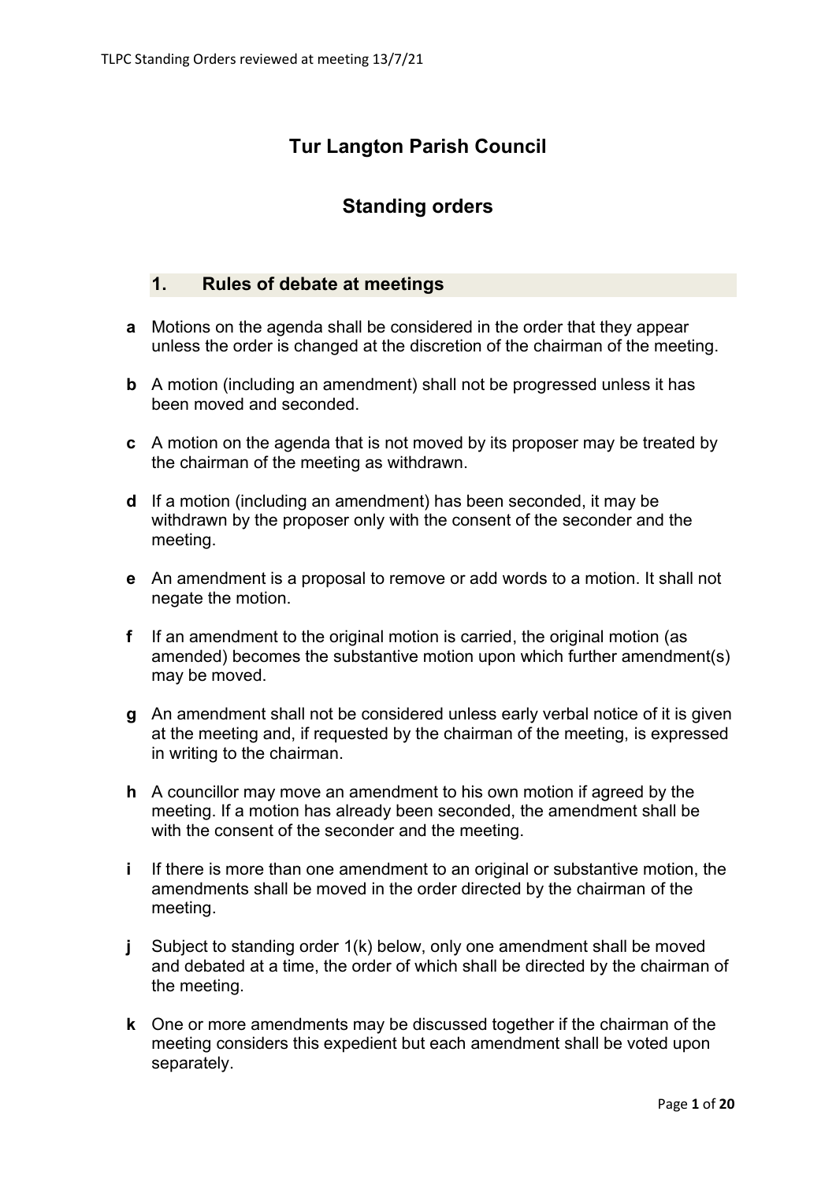# Tur Langton Parish Council

## Standing orders

### 1. Rules of debate at meetings

**a** Motions on the agenda shall be considered in the order that they appear unless the order is changed at the discretion of the chairman of the meeting.

**b** A motion (including an amendment) shall not be progressed unless it has been moved and seconded.

**c** A motion on the agenda that is not moved by its proposer may be treated by the chairman of the meeting as withdrawn.

**d** If a motion (including an amendment) has been seconded, it may be withdrawn by the proposer only with the consent of the seconder and the meeting.

**e** An amendment is a proposal to remove or add words to a motion. It shall not negate the motion.

**f** If an amendment to the original motion is carried, the original motion (as amended) becomes the substantive motion upon which further amendment(s) may be moved.

**g** An amendment shall not be considered unless early verbal notice of it is given at the meeting and, if requested by the chairman of the meeting, is expressed in writing to the chairman.

**h** A councillor may move an amendment to his own motion if agreed by the meeting. If a motion has already been seconded, the amendment shall be with the consent of the seconder and the meeting.

**i** If there is more than one amendment to an original or substantive motion, the amendments shall be moved in the order directed by the chairman of the meeting.

**j** Subject to standing order 1(k) below, only one amendment shall be moved and debated at a time, the order of which shall be directed by the chairman of the meeting.

**k** One or more amendments may be discussed together if the chairman of the meeting considers this expedient but each amendment shall be voted upon separately.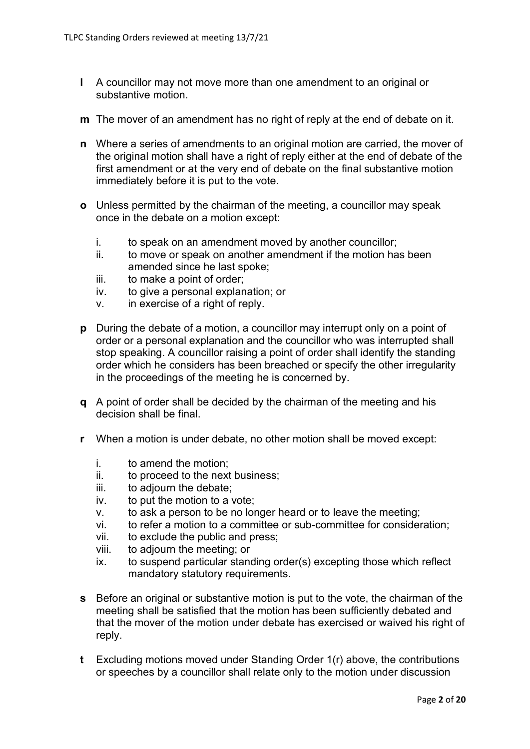**l** A councillor may not move more than one amendment to an original or substantive motion.

**m** The mover of an amendment has no right of reply at the end of debate on it.

**n** Where a series of amendments to an original motion are carried, the mover of the original motion shall have a right of reply either at the end of debate of the first amendment or at the very end of debate on the final substantive motion immediately before it is put to the vote.

**o** Unless permitted by the chairman of the meeting, a councillor may speak once in the debate on a motion except:

i. to speak on an amendment moved by another councillor;
ii. to move or speak on another amendment if the motion has been amended since he last spoke;
iii. to make a point of order;
iv. to give a personal explanation; or
v. in exercise of a right of reply.

**p** During the debate of a motion, a councillor may interrupt only on a point of order or a personal explanation and the councillor who was interrupted shall stop speaking. A councillor raising a point of order shall identify the standing order which he considers has been breached or specify the other irregularity in the proceedings of the meeting he is concerned by.

**q** A point of order shall be decided by the chairman of the meeting and his decision shall be final.

**r** When a motion is under debate, no other motion shall be moved except:

i. to amend the motion;
ii. to proceed to the next business;
iii. to adjourn the debate;
iv. to put the motion to a vote;
v. to ask a person to be no longer heard or to leave the meeting;
vi. to refer a motion to a committee or sub-committee for consideration;
vii. to exclude the public and press;
viii. to adjourn the meeting; or
ix. to suspend particular standing order(s) excepting those which reflect mandatory statutory requirements.

**s** Before an original or substantive motion is put to the vote, the chairman of the meeting shall be satisfied that the motion has been sufficiently debated and that the mover of the motion under debate has exercised or waived his right of reply.

**t** Excluding motions moved under Standing Order 1(r) above, the contributions or speeches by a councillor shall relate only to the motion under discussion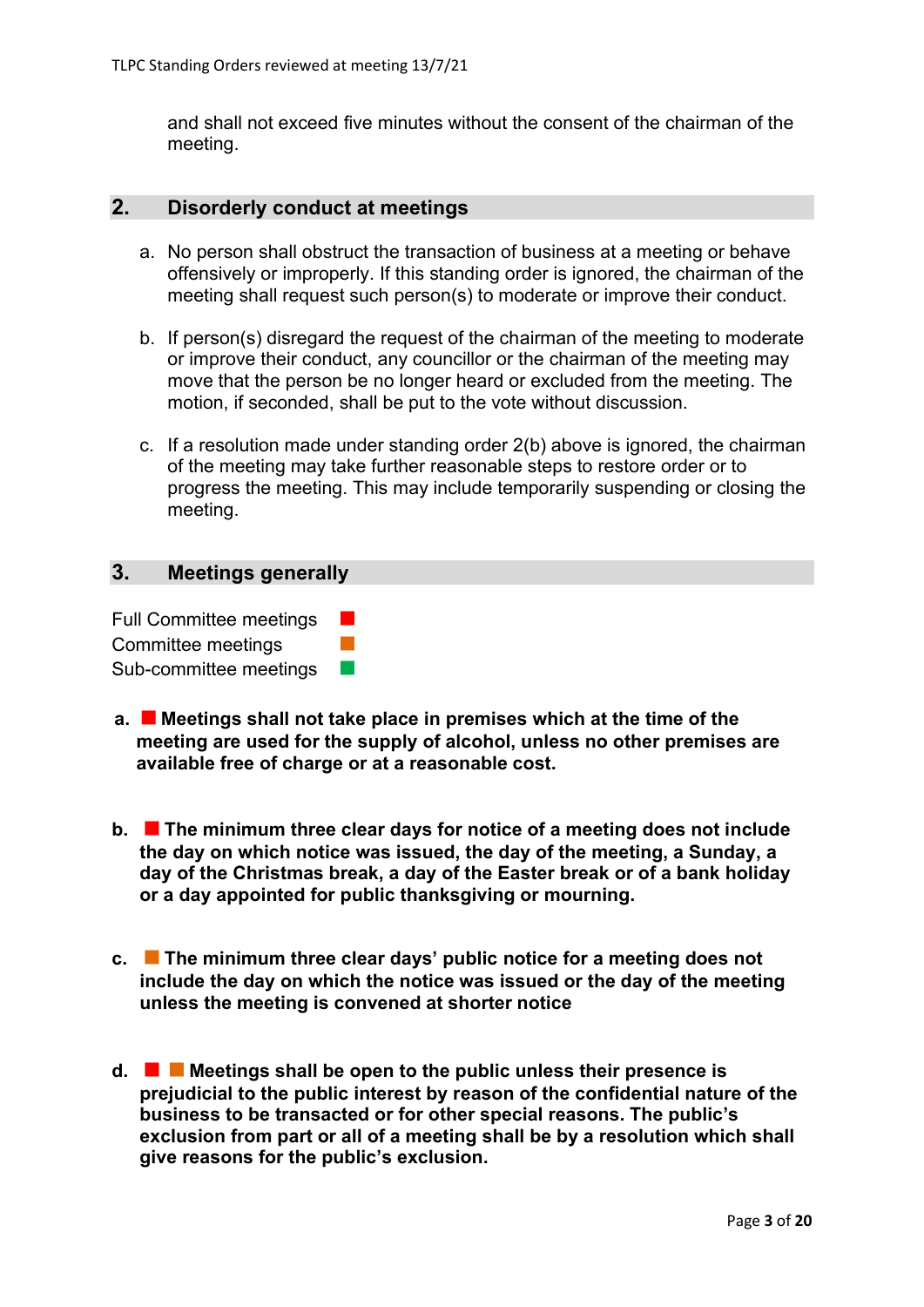and shall not exceed five minutes without the consent of the chairman of the meeting.

## 2. Disorderly conduct at meetings

a. No person shall obstruct the transaction of business at a meeting or behave offensively or improperly. If this standing order is ignored, the chairman of the meeting shall request such person(s) to moderate or improve their conduct.

b. If person(s) disregard the request of the chairman of the meeting to moderate or improve their conduct, any councillor or the chairman of the meeting may move that the person be no longer heard or excluded from the meeting. The motion, if seconded, shall be put to the vote without discussion.

c. If a resolution made under standing order 2(b) above is ignored, the chairman of the meeting may take further reasonable steps to restore order or to progress the meeting. This may include temporarily suspending or closing the meeting.

## 3. Meetings generally

Full Committee meetings ■ (red)
Committee meetings ■ (orange)
Sub-committee meetings ■ (green)

**a. ■ (red) Meetings shall not take place in premises which at the time of the meeting are used for the supply of alcohol, unless no other premises are available free of charge or at a reasonable cost.**

**b. ■ (red) The minimum three clear days for notice of a meeting does not include the day on which notice was issued, the day of the meeting, a Sunday, a day of the Christmas break, a day of the Easter break or of a bank holiday or a day appointed for public thanksgiving or mourning.**

**c. ■ (orange) The minimum three clear days' public notice for a meeting does not include the day on which the notice was issued or the day of the meeting unless the meeting is convened at shorter notice**

**d. ■ (red) ■ (orange) Meetings shall be open to the public unless their presence is prejudicial to the public interest by reason of the confidential nature of the business to be transacted or for other special reasons. The public's exclusion from part or all of a meeting shall be by a resolution which shall give reasons for the public's exclusion.**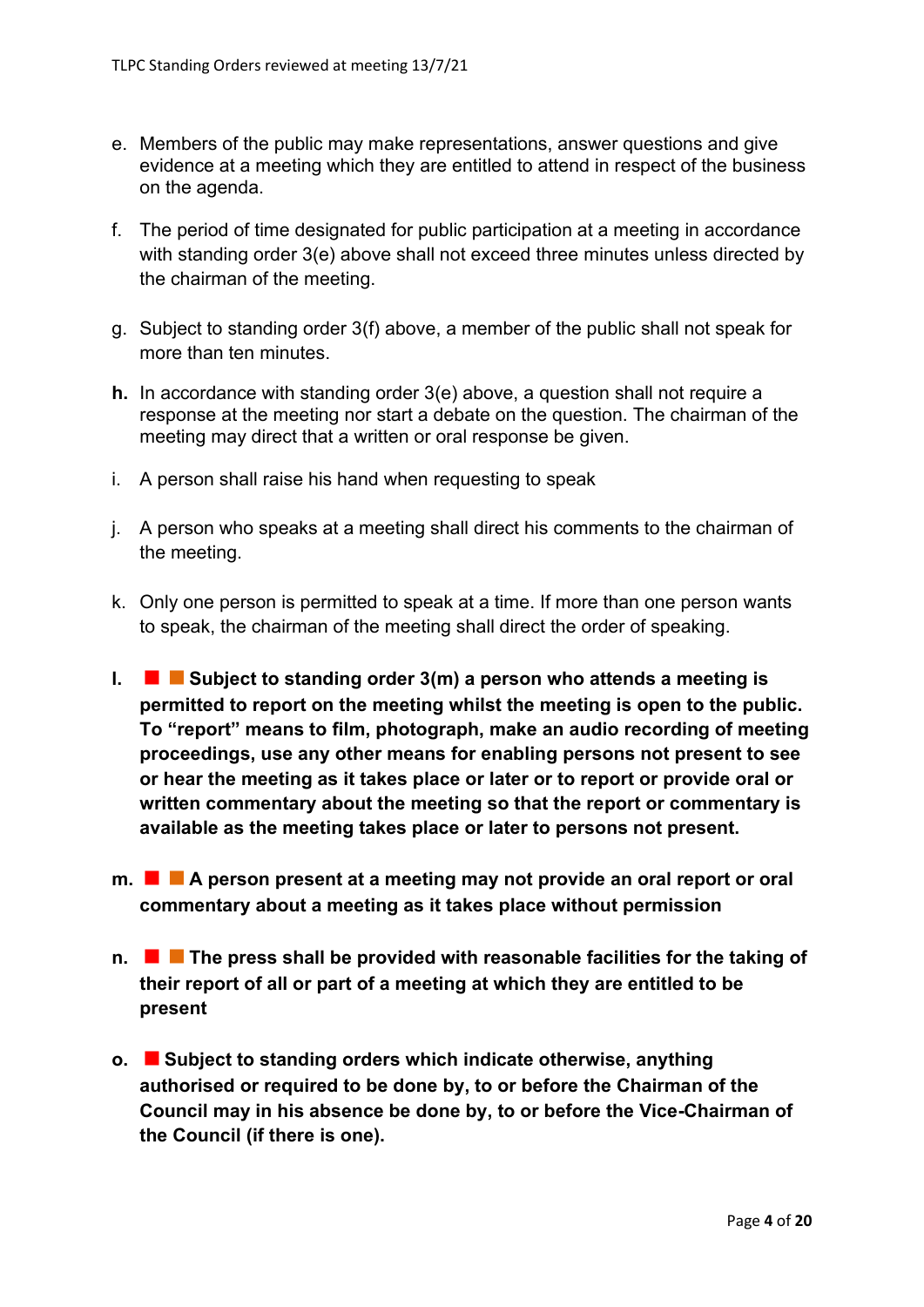e. Members of the public may make representations, answer questions and give evidence at a meeting which they are entitled to attend in respect of the business on the agenda.

f. The period of time designated for public participation at a meeting in accordance with standing order 3(e) above shall not exceed three minutes unless directed by the chairman of the meeting.

g. Subject to standing order 3(f) above, a member of the public shall not speak for more than ten minutes.

**h.** In accordance with standing order 3(e) above, a question shall not require a response at the meeting nor start a debate on the question. The chairman of the meeting may direct that a written or oral response be given.

i. A person shall raise his hand when requesting to speak

j. A person who speaks at a meeting shall direct his comments to the chairman of the meeting.

k. Only one person is permitted to speak at a time. If more than one person wants to speak, the chairman of the meeting shall direct the order of speaking.

**l. ■ ■ Subject to standing order 3(m) a person who attends a meeting is permitted to report on the meeting whilst the meeting is open to the public. To "report" means to film, photograph, make an audio recording of meeting proceedings, use any other means for enabling persons not present to see or hear the meeting as it takes place or later or to report or provide oral or written commentary about the meeting so that the report or commentary is available as the meeting takes place or later to persons not present.**

**m. ■ ■ A person present at a meeting may not provide an oral report or oral commentary about a meeting as it takes place without permission**

**n. ■ ■ The press shall be provided with reasonable facilities for the taking of their report of all or part of a meeting at which they are entitled to be present**

**o. ■ Subject to standing orders which indicate otherwise, anything authorised or required to be done by, to or before the Chairman of the Council may in his absence be done by, to or before the Vice-Chairman of the Council (if there is one).**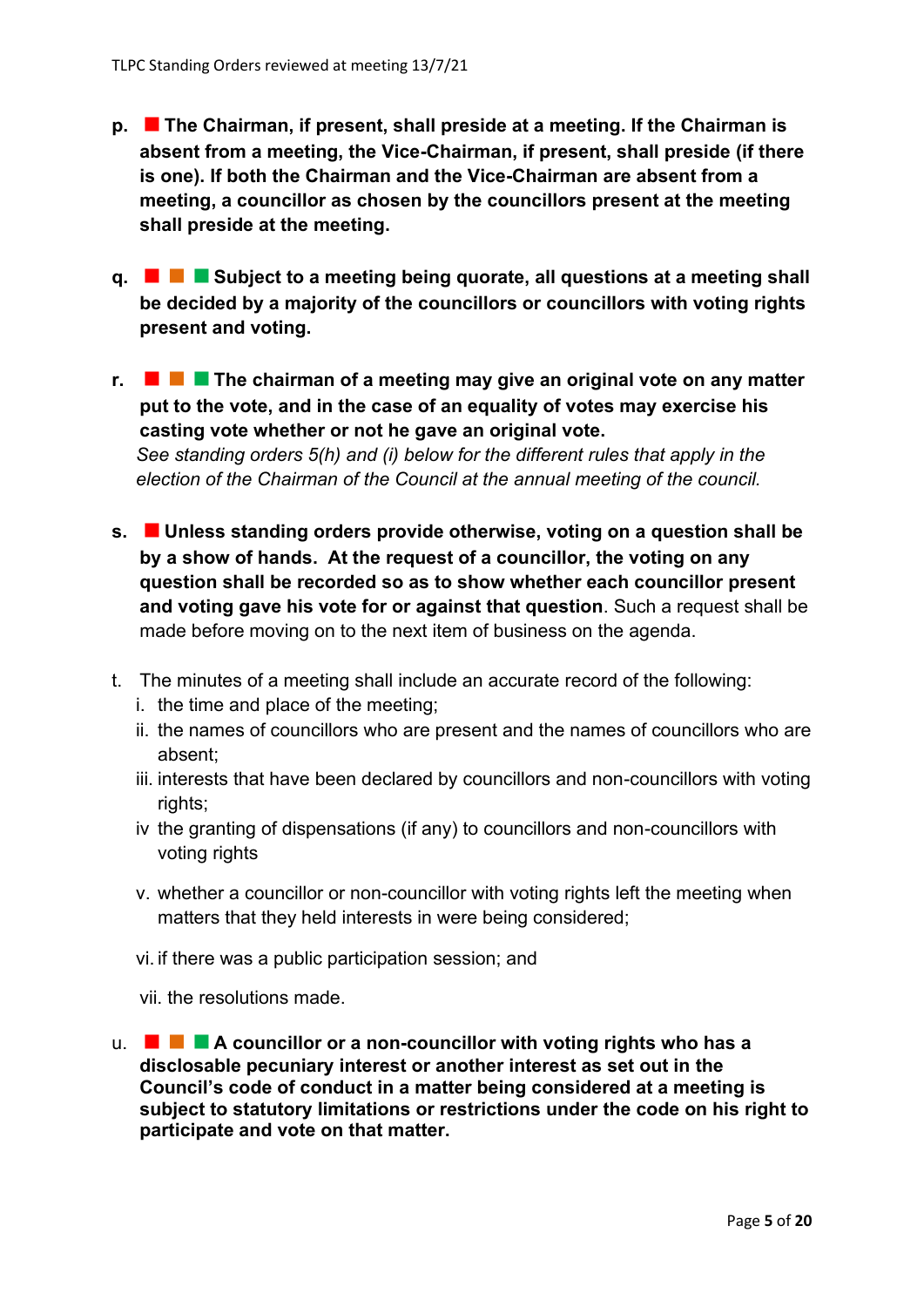p. ■ **The Chairman, if present, shall preside at a meeting. If the Chairman is absent from a meeting, the Vice-Chairman, if present, shall preside (if there is one). If both the Chairman and the Vice-Chairman are absent from a meeting, a councillor as chosen by the councillors present at the meeting shall preside at the meeting.**

q. ■ ■ ■ **Subject to a meeting being quorate, all questions at a meeting shall be decided by a majority of the councillors or councillors with voting rights present and voting.**

r. ■ ■ ■ **The chairman of a meeting may give an original vote on any matter put to the vote, and in the case of an equality of votes may exercise his casting vote whether or not he gave an original vote.**
*See standing orders 5(h) and (i) below for the different rules that apply in the election of the Chairman of the Council at the annual meeting of the council.*

s. ■ **Unless standing orders provide otherwise, voting on a question shall be by a show of hands. At the request of a councillor, the voting on any question shall be recorded so as to show whether each councillor present and voting gave his vote for or against that question**. Such a request shall be made before moving on to the next item of business on the agenda.

t. The minutes of a meeting shall include an accurate record of the following:
   i. the time and place of the meeting;
   ii. the names of councillors who are present and the names of councillors who are absent;
   iii. interests that have been declared by councillors and non-councillors with voting rights;
   iv the granting of dispensations (if any) to councillors and non-councillors with voting rights
   v. whether a councillor or non-councillor with voting rights left the meeting when matters that they held interests in were being considered;
   vi. if there was a public participation session; and
   vii. the resolutions made.

u. ■ ■ ■ **A councillor or a non-councillor with voting rights who has a disclosable pecuniary interest or another interest as set out in the Council's code of conduct in a matter being considered at a meeting is subject to statutory limitations or restrictions under the code on his right to participate and vote on that matter.**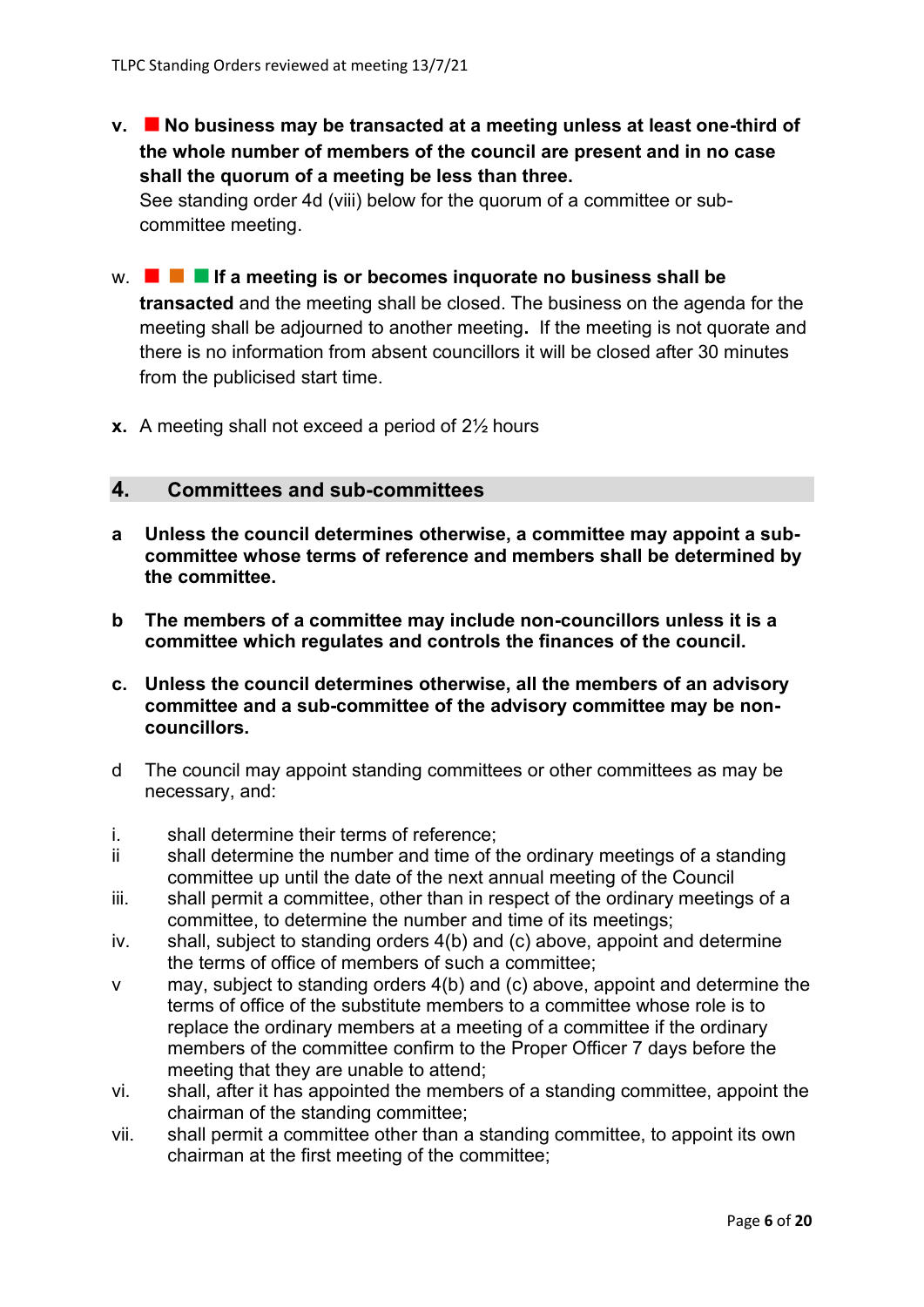v. ■ **No business may be transacted at a meeting unless at least one-third of the whole number of members of the council are present and in no case shall the quorum of a meeting be less than three.**
See standing order 4d (viii) below for the quorum of a committee or sub-committee meeting.

w. ■ ■ ■ **If a meeting is or becomes inquorate no business shall be transacted** and the meeting shall be closed. The business on the agenda for the meeting shall be adjourned to another meeting**.** If the meeting is not quorate and there is no information from absent councillors it will be closed after 30 minutes from the publicised start time.

**x.** A meeting shall not exceed a period of 2½ hours

## 4. Committees and sub-committees

**a Unless the council determines otherwise, a committee may appoint a sub-committee whose terms of reference and members shall be determined by the committee.**

**b The members of a committee may include non-councillors unless it is a committee which regulates and controls the finances of the council.**

**c. Unless the council determines otherwise, all the members of an advisory committee and a sub-committee of the advisory committee may be non-councillors.**

d The council may appoint standing committees or other committees as may be necessary, and:

i. shall determine their terms of reference;
ii shall determine the number and time of the ordinary meetings of a standing committee up until the date of the next annual meeting of the Council
iii. shall permit a committee, other than in respect of the ordinary meetings of a committee, to determine the number and time of its meetings;
iv. shall, subject to standing orders 4(b) and (c) above, appoint and determine the terms of office of members of such a committee;
v may, subject to standing orders 4(b) and (c) above, appoint and determine the terms of office of the substitute members to a committee whose role is to replace the ordinary members at a meeting of a committee if the ordinary members of the committee confirm to the Proper Officer 7 days before the meeting that they are unable to attend;
vi. shall, after it has appointed the members of a standing committee, appoint the chairman of the standing committee;
vii. shall permit a committee other than a standing committee, to appoint its own chairman at the first meeting of the committee;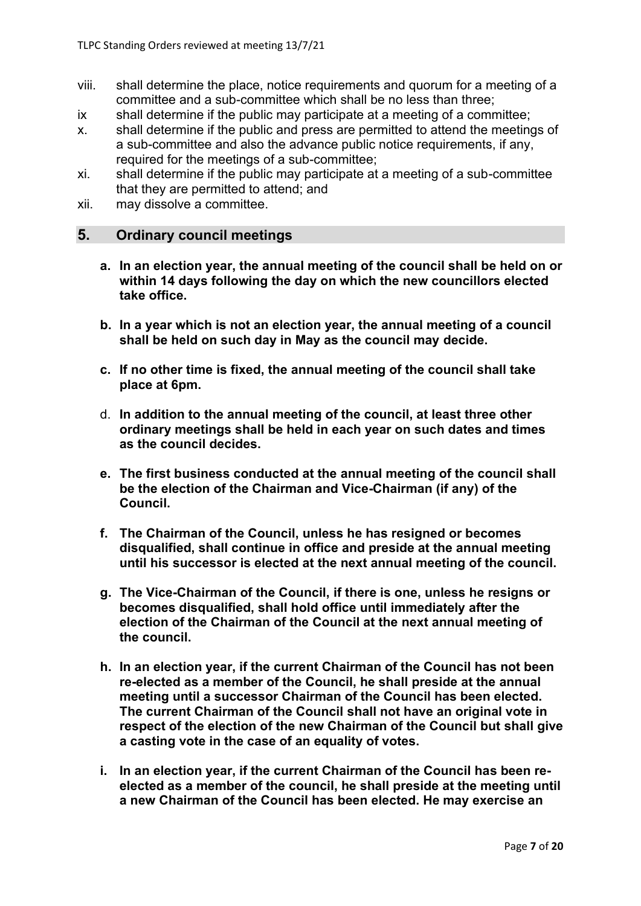viii. shall determine the place, notice requirements and quorum for a meeting of a committee and a sub-committee which shall be no less than three;

ix shall determine if the public may participate at a meeting of a committee;

x. shall determine if the public and press are permitted to attend the meetings of a sub-committee and also the advance public notice requirements, if any, required for the meetings of a sub-committee;

xi. shall determine if the public may participate at a meeting of a sub-committee that they are permitted to attend; and

xii. may dissolve a committee.

## 5. Ordinary council meetings

a. **In an election year, the annual meeting of the council shall be held on or within 14 days following the day on which the new councillors elected take office.**

b. **In a year which is not an election year, the annual meeting of a council shall be held on such day in May as the council may decide.**

c. **If no other time is fixed, the annual meeting of the council shall take place at 6pm.**

d. **In addition to the annual meeting of the council, at least three other ordinary meetings shall be held in each year on such dates and times as the council decides.**

e. **The first business conducted at the annual meeting of the council shall be the election of the Chairman and Vice-Chairman (if any) of the Council.**

f. **The Chairman of the Council, unless he has resigned or becomes disqualified, shall continue in office and preside at the annual meeting until his successor is elected at the next annual meeting of the council.**

g. **The Vice-Chairman of the Council, if there is one, unless he resigns or becomes disqualified, shall hold office until immediately after the election of the Chairman of the Council at the next annual meeting of the council.**

h. **In an election year, if the current Chairman of the Council has not been re-elected as a member of the Council, he shall preside at the annual meeting until a successor Chairman of the Council has been elected. The current Chairman of the Council shall not have an original vote in respect of the election of the new Chairman of the Council but shall give a casting vote in the case of an equality of votes.**

i. **In an election year, if the current Chairman of the Council has been re-elected as a member of the council, he shall preside at the meeting until a new Chairman of the Council has been elected. He may exercise an**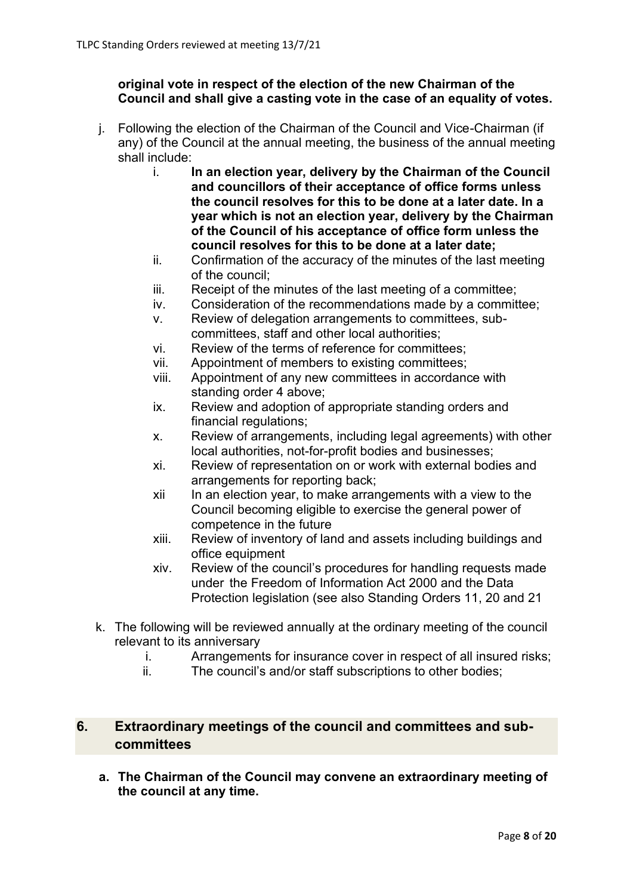**original vote in respect of the election of the new Chairman of the Council and shall give a casting vote in the case of an equality of votes.**

j. Following the election of the Chairman of the Council and Vice-Chairman (if any) of the Council at the annual meeting, the business of the annual meeting shall include:

   i. **In an election year, delivery by the Chairman of the Council and councillors of their acceptance of office forms unless the council resolves for this to be done at a later date. In a year which is not an election year, delivery by the Chairman of the Council of his acceptance of office form unless the council resolves for this to be done at a later date;**
   ii. Confirmation of the accuracy of the minutes of the last meeting of the council;
   iii. Receipt of the minutes of the last meeting of a committee;
   iv. Consideration of the recommendations made by a committee;
   v. Review of delegation arrangements to committees, sub-committees, staff and other local authorities;
   vi. Review of the terms of reference for committees;
   vii. Appointment of members to existing committees;
   viii. Appointment of any new committees in accordance with standing order 4 above;
   ix. Review and adoption of appropriate standing orders and financial regulations;
   x. Review of arrangements, including legal agreements) with other local authorities, not-for-profit bodies and businesses;
   xi. Review of representation on or work with external bodies and arrangements for reporting back;
   xii In an election year, to make arrangements with a view to the Council becoming eligible to exercise the general power of competence in the future
   xiii. Review of inventory of land and assets including buildings and office equipment
   xiv. Review of the council's procedures for handling requests made under the Freedom of Information Act 2000 and the Data Protection legislation (see also Standing Orders 11, 20 and 21

k. The following will be reviewed annually at the ordinary meeting of the council relevant to its anniversary

   i. Arrangements for insurance cover in respect of all insured risks;
   ii. The council's and/or staff subscriptions to other bodies;

## 6. Extraordinary meetings of the council and committees and sub-committees

**a. The Chairman of the Council may convene an extraordinary meeting of the council at any time.**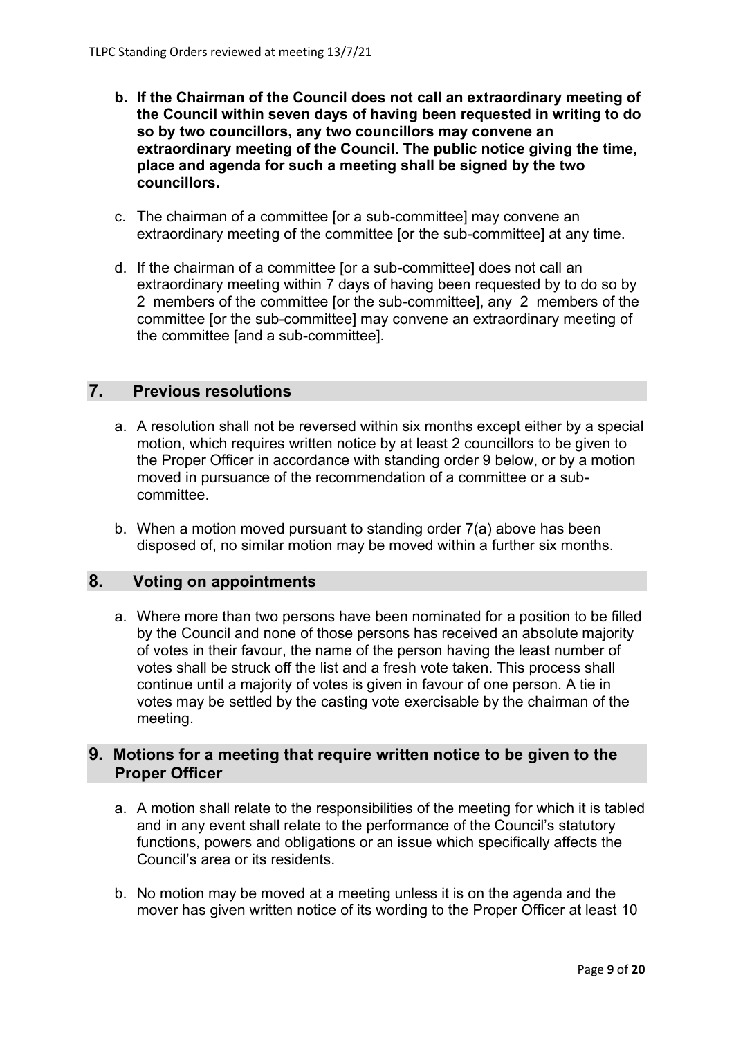- **b. If the Chairman of the Council does not call an extraordinary meeting of the Council within seven days of having been requested in writing to do so by two councillors, any two councillors may convene an extraordinary meeting of the Council. The public notice giving the time, place and agenda for such a meeting shall be signed by the two councillors.**

- c. The chairman of a committee [or a sub-committee] may convene an extraordinary meeting of the committee [or the sub-committee] at any time.

- d. If the chairman of a committee [or a sub-committee] does not call an extraordinary meeting within 7 days of having been requested by to do so by 2 members of the committee [or the sub-committee], any 2 members of the committee [or the sub-committee] may convene an extraordinary meeting of the committee [and a sub-committee].

## 7. Previous resolutions

- a. A resolution shall not be reversed within six months except either by a special motion, which requires written notice by at least 2 councillors to be given to the Proper Officer in accordance with standing order 9 below, or by a motion moved in pursuance of the recommendation of a committee or a sub-committee.

- b. When a motion moved pursuant to standing order 7(a) above has been disposed of, no similar motion may be moved within a further six months.

## 8. Voting on appointments

- a. Where more than two persons have been nominated for a position to be filled by the Council and none of those persons has received an absolute majority of votes in their favour, the name of the person having the least number of votes shall be struck off the list and a fresh vote taken. This process shall continue until a majority of votes is given in favour of one person. A tie in votes may be settled by the casting vote exercisable by the chairman of the meeting.

## 9. Motions for a meeting that require written notice to be given to the Proper Officer

- a. A motion shall relate to the responsibilities of the meeting for which it is tabled and in any event shall relate to the performance of the Council's statutory functions, powers and obligations or an issue which specifically affects the Council's area or its residents.

- b. No motion may be moved at a meeting unless it is on the agenda and the mover has given written notice of its wording to the Proper Officer at least 10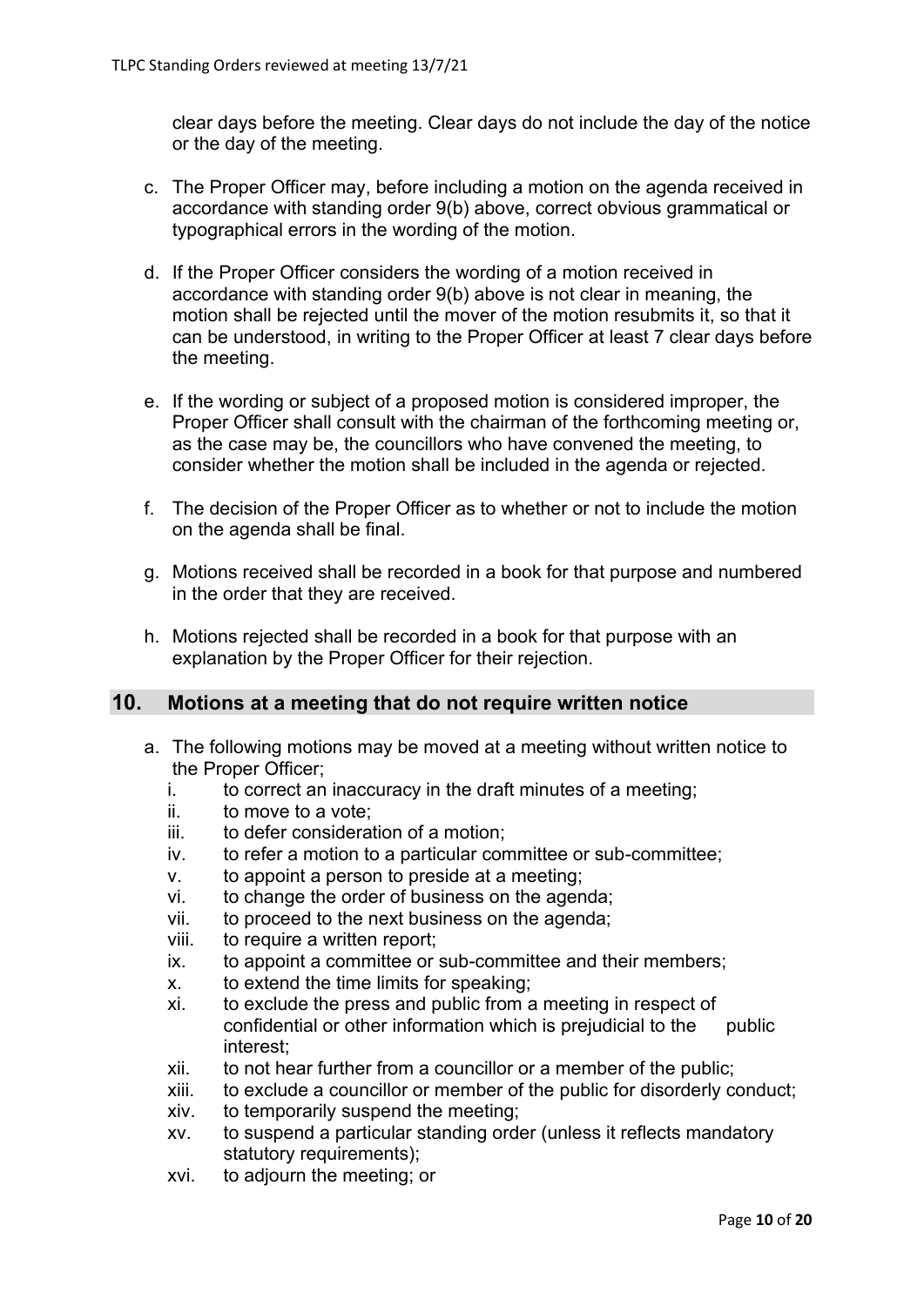clear days before the meeting. Clear days do not include the day of the notice or the day of the meeting.

c. The Proper Officer may, before including a motion on the agenda received in accordance with standing order 9(b) above, correct obvious grammatical or typographical errors in the wording of the motion.

d. If the Proper Officer considers the wording of a motion received in accordance with standing order 9(b) above is not clear in meaning, the motion shall be rejected until the mover of the motion resubmits it, so that it can be understood, in writing to the Proper Officer at least 7 clear days before the meeting.

e. If the wording or subject of a proposed motion is considered improper, the Proper Officer shall consult with the chairman of the forthcoming meeting or, as the case may be, the councillors who have convened the meeting, to consider whether the motion shall be included in the agenda or rejected.

f. The decision of the Proper Officer as to whether or not to include the motion on the agenda shall be final.

g. Motions received shall be recorded in a book for that purpose and numbered in the order that they are received.

h. Motions rejected shall be recorded in a book for that purpose with an explanation by the Proper Officer for their rejection.

## 10. Motions at a meeting that do not require written notice

a. The following motions may be moved at a meeting without written notice to the Proper Officer;
   - i. to correct an inaccuracy in the draft minutes of a meeting;
   - ii. to move to a vote;
   - iii. to defer consideration of a motion;
   - iv. to refer a motion to a particular committee or sub-committee;
   - v. to appoint a person to preside at a meeting;
   - vi. to change the order of business on the agenda;
   - vii. to proceed to the next business on the agenda;
   - viii. to require a written report;
   - ix. to appoint a committee or sub-committee and their members;
   - x. to extend the time limits for speaking;
   - xi. to exclude the press and public from a meeting in respect of confidential or other information which is prejudicial to the public interest;
   - xii. to not hear further from a councillor or a member of the public;
   - xiii. to exclude a councillor or member of the public for disorderly conduct;
   - xiv. to temporarily suspend the meeting;
   - xv. to suspend a particular standing order (unless it reflects mandatory statutory requirements);
   - xvi. to adjourn the meeting; or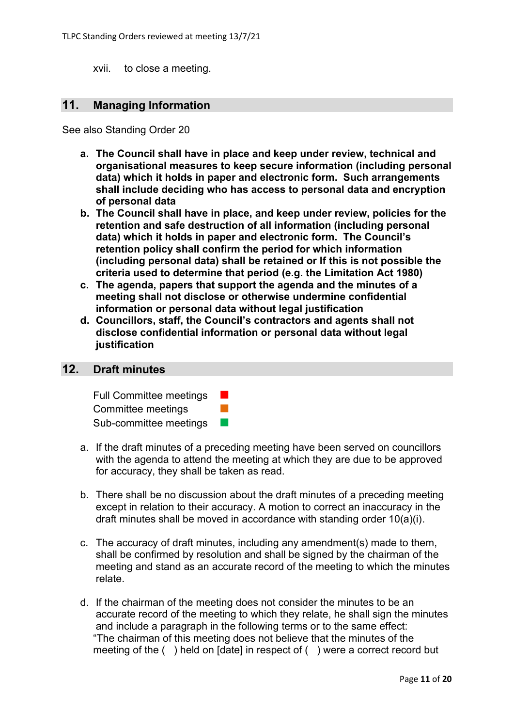xvii. to close a meeting.

## 11. Managing Information

See also Standing Order 20

a. **The Council shall have in place and keep under review, technical and organisational measures to keep secure information (including personal data) which it holds in paper and electronic form. Such arrangements shall include deciding who has access to personal data and encryption of personal data**
b. **The Council shall have in place, and keep under review, policies for the retention and safe destruction of all information (including personal data) which it holds in paper and electronic form. The Council's retention policy shall confirm the period for which information (including personal data) shall be retained or If this is not possible the criteria used to determine that period (e.g. the Limitation Act 1980)**
c. **The agenda, papers that support the agenda and the minutes of a meeting shall not disclose or otherwise undermine confidential information or personal data without legal justification**
d. **Councillors, staff, the Council's contractors and agents shall not disclose confidential information or personal data without legal justification**

## 12. Draft minutes

Full Committee meetings ■
Committee meetings ■
Sub-committee meetings ■

a. If the draft minutes of a preceding meeting have been served on councillors with the agenda to attend the meeting at which they are due to be approved for accuracy, they shall be taken as read.

b. There shall be no discussion about the draft minutes of a preceding meeting except in relation to their accuracy. A motion to correct an inaccuracy in the draft minutes shall be moved in accordance with standing order 10(a)(i).

c. The accuracy of draft minutes, including any amendment(s) made to them, shall be confirmed by resolution and shall be signed by the chairman of the meeting and stand as an accurate record of the meeting to which the minutes relate.

d. If the chairman of the meeting does not consider the minutes to be an accurate record of the meeting to which they relate, he shall sign the minutes and include a paragraph in the following terms or to the same effect:
"The chairman of this meeting does not believe that the minutes of the meeting of the ( ) held on [date] in respect of ( ) were a correct record but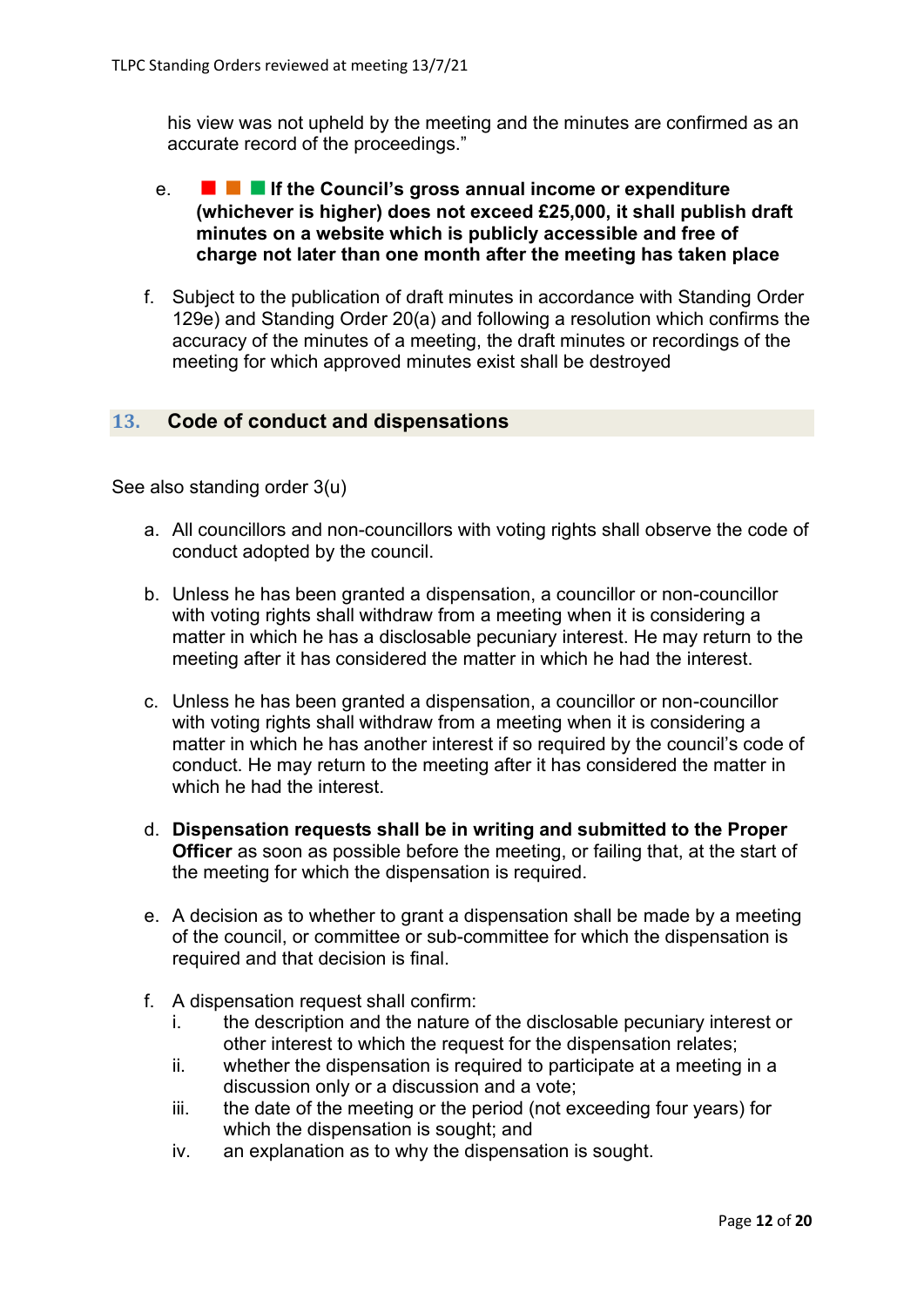his view was not upheld by the meeting and the minutes are confirmed as an accurate record of the proceedings."

e. ■ ■ ■ **If the Council's gross annual income or expenditure (whichever is higher) does not exceed £25,000, it shall publish draft minutes on a website which is publicly accessible and free of charge not later than one month after the meeting has taken place**

f. Subject to the publication of draft minutes in accordance with Standing Order 129e) and Standing Order 20(a) and following a resolution which confirms the accuracy of the minutes of a meeting, the draft minutes or recordings of the meeting for which approved minutes exist shall be destroyed

## 13. Code of conduct and dispensations

See also standing order 3(u)

a. All councillors and non-councillors with voting rights shall observe the code of conduct adopted by the council.

b. Unless he has been granted a dispensation, a councillor or non-councillor with voting rights shall withdraw from a meeting when it is considering a matter in which he has a disclosable pecuniary interest. He may return to the meeting after it has considered the matter in which he had the interest.

c. Unless he has been granted a dispensation, a councillor or non-councillor with voting rights shall withdraw from a meeting when it is considering a matter in which he has another interest if so required by the council's code of conduct. He may return to the meeting after it has considered the matter in which he had the interest.

d. **Dispensation requests shall be in writing and submitted to the Proper Officer** as soon as possible before the meeting, or failing that, at the start of the meeting for which the dispensation is required.

e. A decision as to whether to grant a dispensation shall be made by a meeting of the council, or committee or sub-committee for which the dispensation is required and that decision is final.

f. A dispensation request shall confirm:
   i. the description and the nature of the disclosable pecuniary interest or other interest to which the request for the dispensation relates;
   ii. whether the dispensation is required to participate at a meeting in a discussion only or a discussion and a vote;
   iii. the date of the meeting or the period (not exceeding four years) for which the dispensation is sought; and
   iv. an explanation as to why the dispensation is sought.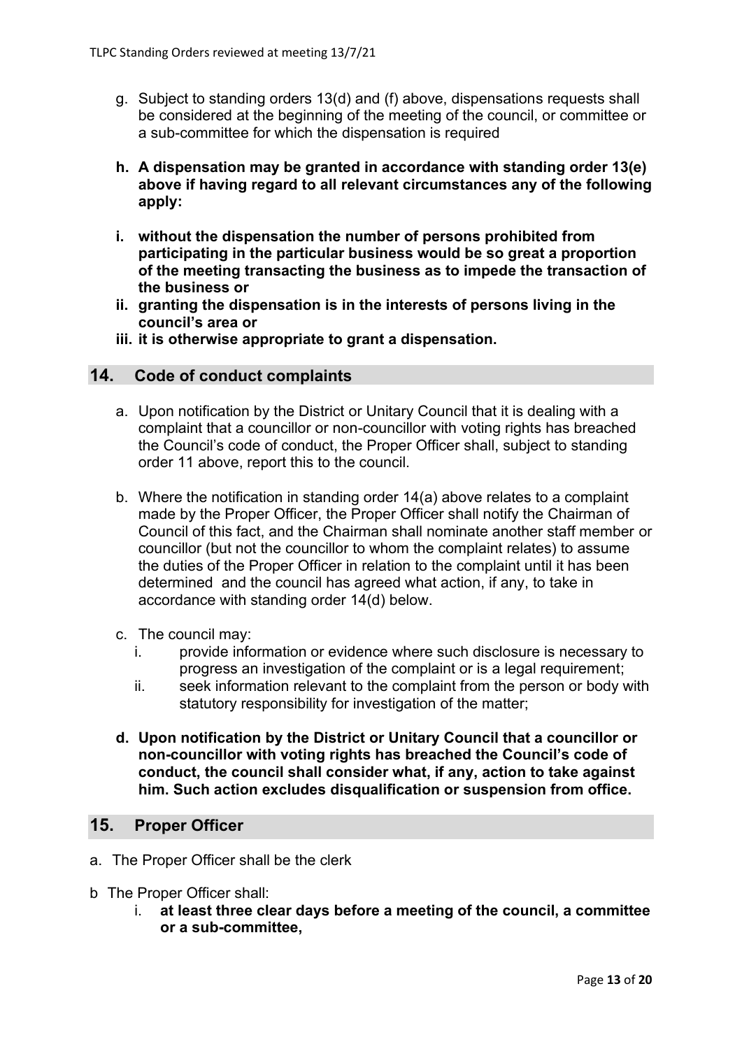g. Subject to standing orders 13(d) and (f) above, dispensations requests shall be considered at the beginning of the meeting of the council, or committee or a sub-committee for which the dispensation is required

**h. A dispensation may be granted in accordance with standing order 13(e) above if having regard to all relevant circumstances any of the following apply:**

**i. without the dispensation the number of persons prohibited from participating in the particular business would be so great a proportion of the meeting transacting the business as to impede the transaction of the business or**

**ii. granting the dispensation is in the interests of persons living in the council's area or**

**iii. it is otherwise appropriate to grant a dispensation.**

## 14. Code of conduct complaints

a. Upon notification by the District or Unitary Council that it is dealing with a complaint that a councillor or non-councillor with voting rights has breached the Council's code of conduct, the Proper Officer shall, subject to standing order 11 above, report this to the council.

b. Where the notification in standing order 14(a) above relates to a complaint made by the Proper Officer, the Proper Officer shall notify the Chairman of Council of this fact, and the Chairman shall nominate another staff member or councillor (but not the councillor to whom the complaint relates) to assume the duties of the Proper Officer in relation to the complaint until it has been determined and the council has agreed what action, if any, to take in accordance with standing order 14(d) below.

c. The council may:
   i. provide information or evidence where such disclosure is necessary to progress an investigation of the complaint or is a legal requirement;
   ii. seek information relevant to the complaint from the person or body with statutory responsibility for investigation of the matter;

**d. Upon notification by the District or Unitary Council that a councillor or non-councillor with voting rights has breached the Council's code of conduct, the council shall consider what, if any, action to take against him. Such action excludes disqualification or suspension from office.**

## 15. Proper Officer

a. The Proper Officer shall be the clerk

b The Proper Officer shall:
   i. **at least three clear days before a meeting of the council, a committee or a sub-committee,**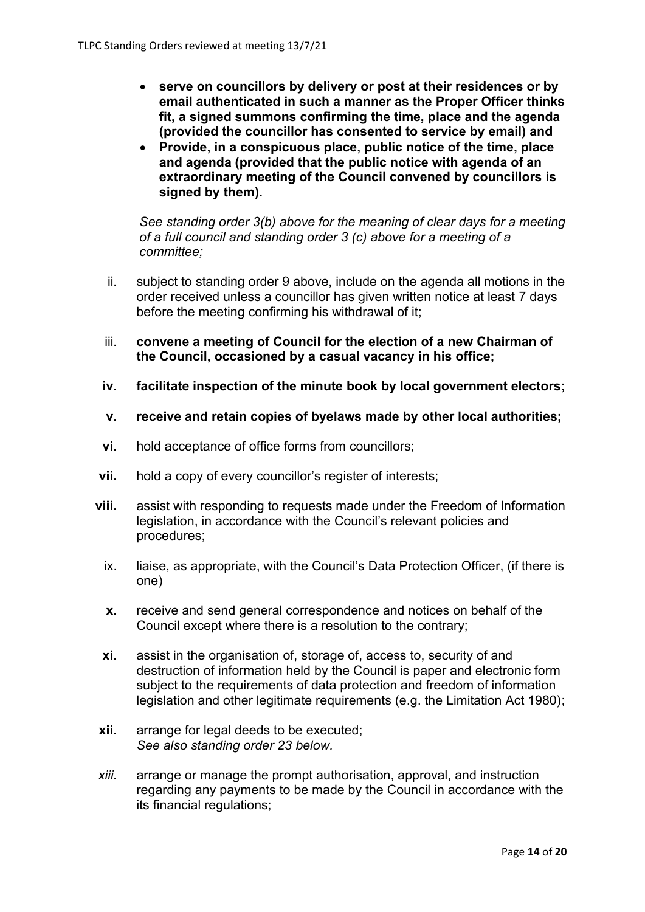- **serve on councillors by delivery or post at their residences or by email authenticated in such a manner as the Proper Officer thinks fit, a signed summons confirming the time, place and the agenda (provided the councillor has consented to service by email) and**
- **Provide, in a conspicuous place, public notice of the time, place and agenda (provided that the public notice with agenda of an extraordinary meeting of the Council convened by councillors is signed by them).**

*See standing order 3(b) above for the meaning of clear days for a meeting of a full council and standing order 3 (c) above for a meeting of a committee;*

ii. subject to standing order 9 above, include on the agenda all motions in the order received unless a councillor has given written notice at least 7 days before the meeting confirming his withdrawal of it;

iii. **convene a meeting of Council for the election of a new Chairman of the Council, occasioned by a casual vacancy in his office;**

**iv.** **facilitate inspection of the minute book by local government electors;**

**v.** **receive and retain copies of byelaws made by other local authorities;**

**vi.** hold acceptance of office forms from councillors;

**vii.** hold a copy of every councillor's register of interests;

**viii.** assist with responding to requests made under the Freedom of Information legislation, in accordance with the Council's relevant policies and procedures;

ix. liaise, as appropriate, with the Council's Data Protection Officer, (if there is one)

**x.** receive and send general correspondence and notices on behalf of the Council except where there is a resolution to the contrary;

**xi.** assist in the organisation of, storage of, access to, security of and destruction of information held by the Council is paper and electronic form subject to the requirements of data protection and freedom of information legislation and other legitimate requirements (e.g. the Limitation Act 1980);

**xii.** arrange for legal deeds to be executed;
*See also standing order 23 below.*

*xiii.* arrange or manage the prompt authorisation, approval, and instruction regarding any payments to be made by the Council in accordance with the its financial regulations;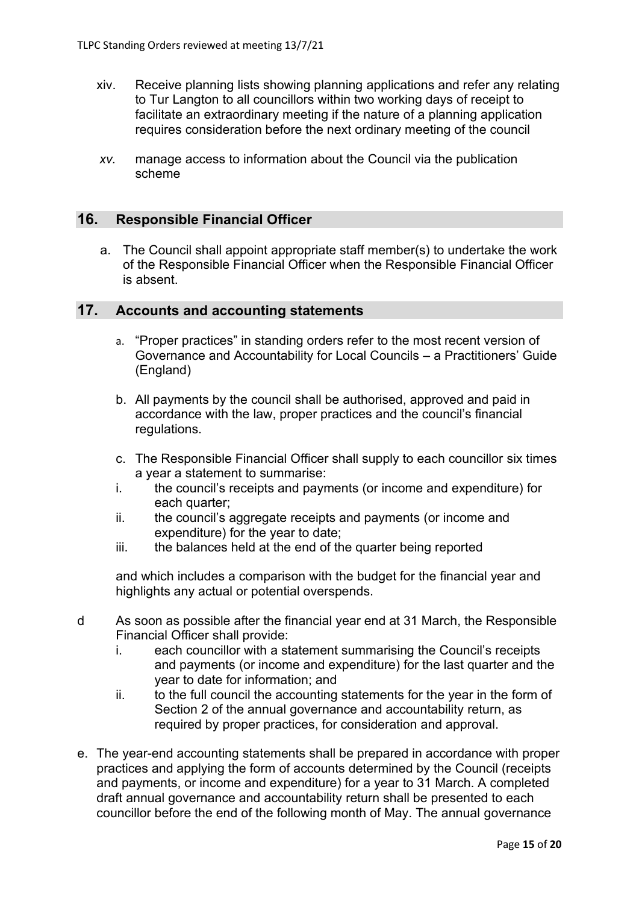xiv. Receive planning lists showing planning applications and refer any relating to Tur Langton to all councillors within two working days of receipt to facilitate an extraordinary meeting if the nature of a planning application requires consideration before the next ordinary meeting of the council

*xv.* manage access to information about the Council via the publication scheme

## 16. Responsible Financial Officer

a. The Council shall appoint appropriate staff member(s) to undertake the work of the Responsible Financial Officer when the Responsible Financial Officer is absent.

## 17. Accounts and accounting statements

a. "Proper practices" in standing orders refer to the most recent version of Governance and Accountability for Local Councils – a Practitioners' Guide (England)

b. All payments by the council shall be authorised, approved and paid in accordance with the law, proper practices and the council's financial regulations.

c. The Responsible Financial Officer shall supply to each councillor six times a year a statement to summarise:

i. the council's receipts and payments (or income and expenditure) for each quarter;

ii. the council's aggregate receipts and payments (or income and expenditure) for the year to date;

iii. the balances held at the end of the quarter being reported

and which includes a comparison with the budget for the financial year and highlights any actual or potential overspends.

d As soon as possible after the financial year end at 31 March, the Responsible Financial Officer shall provide:

i. each councillor with a statement summarising the Council's receipts and payments (or income and expenditure) for the last quarter and the year to date for information; and

ii. to the full council the accounting statements for the year in the form of Section 2 of the annual governance and accountability return, as required by proper practices, for consideration and approval.

e. The year-end accounting statements shall be prepared in accordance with proper practices and applying the form of accounts determined by the Council (receipts and payments, or income and expenditure) for a year to 31 March. A completed draft annual governance and accountability return shall be presented to each councillor before the end of the following month of May. The annual governance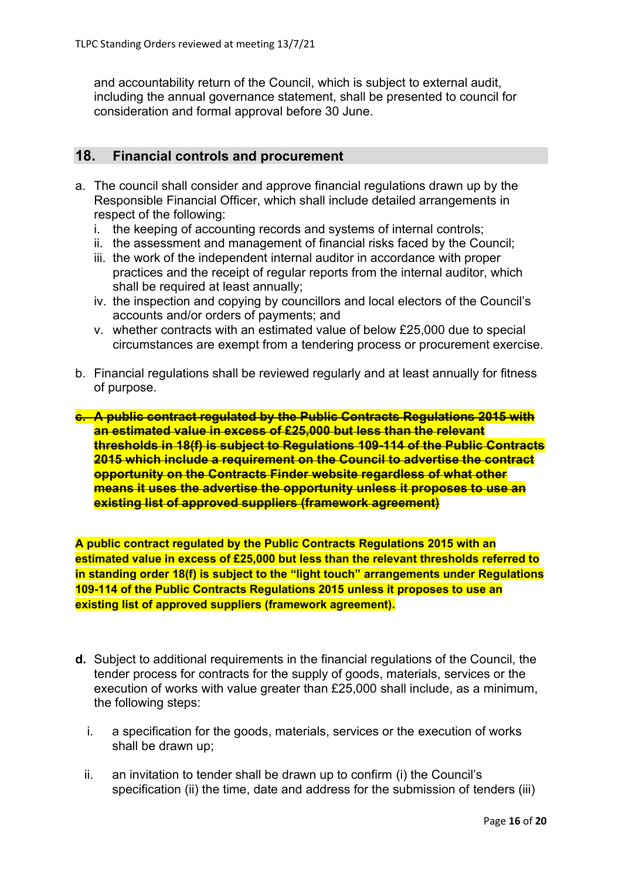and accountability return of the Council, which is subject to external audit, including the annual governance statement, shall be presented to council for consideration and formal approval before 30 June.

## 18. Financial controls and procurement

a. The council shall consider and approve financial regulations drawn up by the Responsible Financial Officer, which shall include detailed arrangements in respect of the following:
   i. the keeping of accounting records and systems of internal controls;
   ii. the assessment and management of financial risks faced by the Council;
   iii. the work of the independent internal auditor in accordance with proper practices and the receipt of regular reports from the internal auditor, which shall be required at least annually;
   iv. the inspection and copying by councillors and local electors of the Council's accounts and/or orders of payments; and
   v. whether contracts with an estimated value of below £25,000 due to special circumstances are exempt from a tendering process or procurement exercise.

b. Financial regulations shall be reviewed regularly and at least annually for fitness of purpose.

~~**c. A public contract regulated by the Public Contracts Regulations 2015 with an estimated value in excess of £25,000 but less than the relevant thresholds in 18(f) is subject to Regulations 109-114 of the Public Contracts 2015 which include a requirement on the Council to advertise the contract opportunity on the Contracts Finder website regardless of what other means it uses the advertise the opportunity unless it proposes to use an existing list of approved suppliers (framework agreement)**~~

**A public contract regulated by the Public Contracts Regulations 2015 with an estimated value in excess of £25,000 but less than the relevant thresholds referred to in standing order 18(f) is subject to the "light touch" arrangements under Regulations 109-114 of the Public Contracts Regulations 2015 unless it proposes to use an existing list of approved suppliers (framework agreement).**

**d.** Subject to additional requirements in the financial regulations of the Council, the tender process for contracts for the supply of goods, materials, services or the execution of works with value greater than £25,000 shall include, as a minimum, the following steps:

   i. a specification for the goods, materials, services or the execution of works shall be drawn up;

   ii. an invitation to tender shall be drawn up to confirm (i) the Council's specification (ii) the time, date and address for the submission of tenders (iii)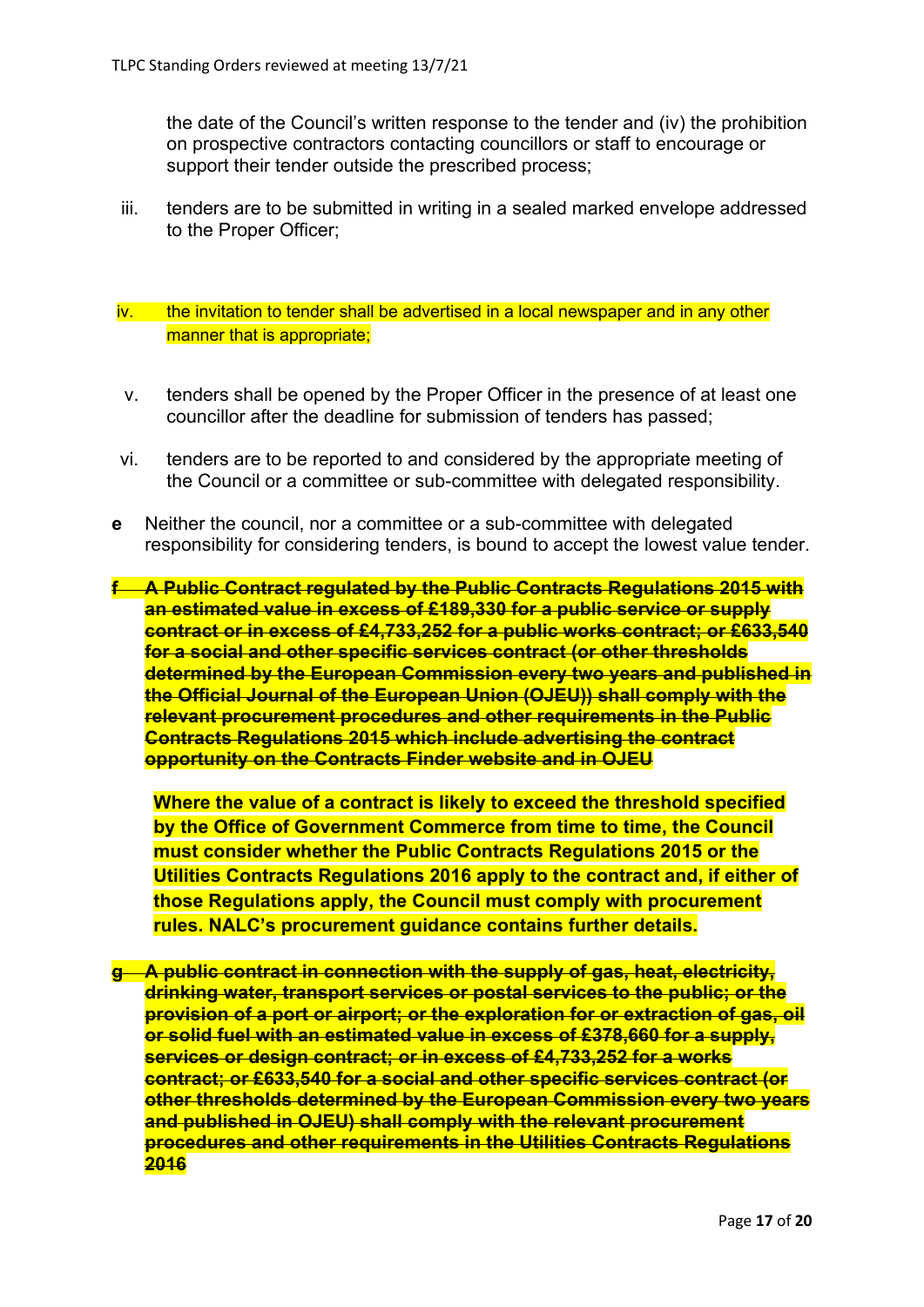the date of the Council's written response to the tender and (iv) the prohibition on prospective contractors contacting councillors or staff to encourage or support their tender outside the prescribed process;

iii. tenders are to be submitted in writing in a sealed marked envelope addressed to the Proper Officer;

iv. the invitation to tender shall be advertised in a local newspaper and in any other manner that is appropriate;

v. tenders shall be opened by the Proper Officer in the presence of at least one councillor after the deadline for submission of tenders has passed;

vi. tenders are to be reported to and considered by the appropriate meeting of the Council or a committee or sub-committee with delegated responsibility.

**e** Neither the council, nor a committee or a sub-committee with delegated responsibility for considering tenders, is bound to accept the lowest value tender.

~~**f A Public Contract regulated by the Public Contracts Regulations 2015 with an estimated value in excess of £189,330 for a public service or supply contract or in excess of £4,733,252 for a public works contract; or £633,540 for a social and other specific services contract (or other thresholds determined by the European Commission every two years and published in the Official Journal of the European Union (OJEU)) shall comply with the relevant procurement procedures and other requirements in the Public Contracts Regulations 2015 which include advertising the contract opportunity on the Contracts Finder website and in OJEU**~~

**Where the value of a contract is likely to exceed the threshold specified by the Office of Government Commerce from time to time, the Council must consider whether the Public Contracts Regulations 2015 or the Utilities Contracts Regulations 2016 apply to the contract and, if either of those Regulations apply, the Council must comply with procurement rules. NALC's procurement guidance contains further details.**

~~**g A public contract in connection with the supply of gas, heat, electricity, drinking water, transport services or postal services to the public; or the provision of a port or airport; or the exploration for or extraction of gas, oil or solid fuel with an estimated value in excess of £378,660 for a supply, services or design contract; or in excess of £4,733,252 for a works contract; or £633,540 for a social and other specific services contract (or other thresholds determined by the European Commission every two years and published in OJEU) shall comply with the relevant procurement procedures and other requirements in the Utilities Contracts Regulations 2016**~~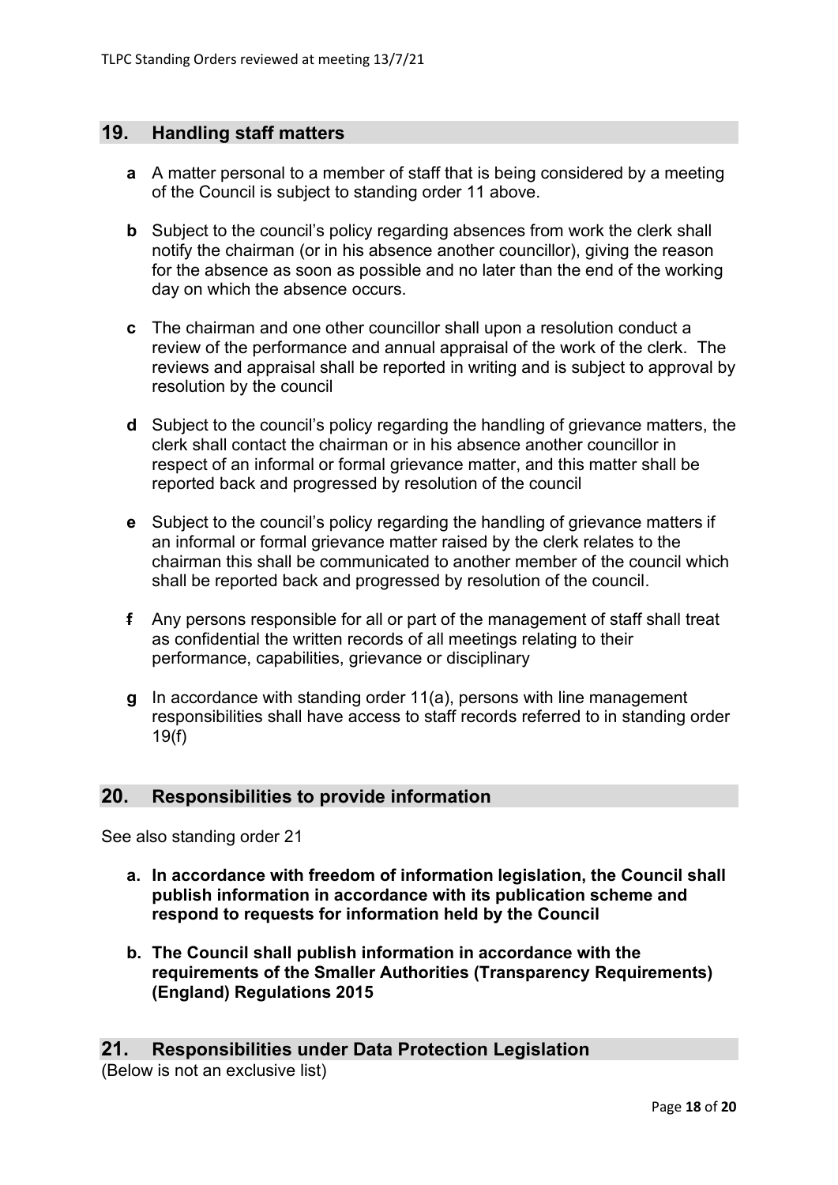## 19. Handling staff matters

**a** A matter personal to a member of staff that is being considered by a meeting of the Council is subject to standing order 11 above.

**b** Subject to the council's policy regarding absences from work the clerk shall notify the chairman (or in his absence another councillor), giving the reason for the absence as soon as possible and no later than the end of the working day on which the absence occurs.

**c** The chairman and one other councillor shall upon a resolution conduct a review of the performance and annual appraisal of the work of the clerk. The reviews and appraisal shall be reported in writing and is subject to approval by resolution by the council

**d** Subject to the council's policy regarding the handling of grievance matters, the clerk shall contact the chairman or in his absence another councillor in respect of an informal or formal grievance matter, and this matter shall be reported back and progressed by resolution of the council

**e** Subject to the council's policy regarding the handling of grievance matters if an informal or formal grievance matter raised by the clerk relates to the chairman this shall be communicated to another member of the council which shall be reported back and progressed by resolution of the council.

**f** Any persons responsible for all or part of the management of staff shall treat as confidential the written records of all meetings relating to their performance, capabilities, grievance or disciplinary

**g** In accordance with standing order 11(a), persons with line management responsibilities shall have access to staff records referred to in standing order 19(f)

## 20. Responsibilities to provide information

See also standing order 21

**a. In accordance with freedom of information legislation, the Council shall publish information in accordance with its publication scheme and respond to requests for information held by the Council**

**b. The Council shall publish information in accordance with the requirements of the Smaller Authorities (Transparency Requirements) (England) Regulations 2015**

## 21. Responsibilities under Data Protection Legislation

(Below is not an exclusive list)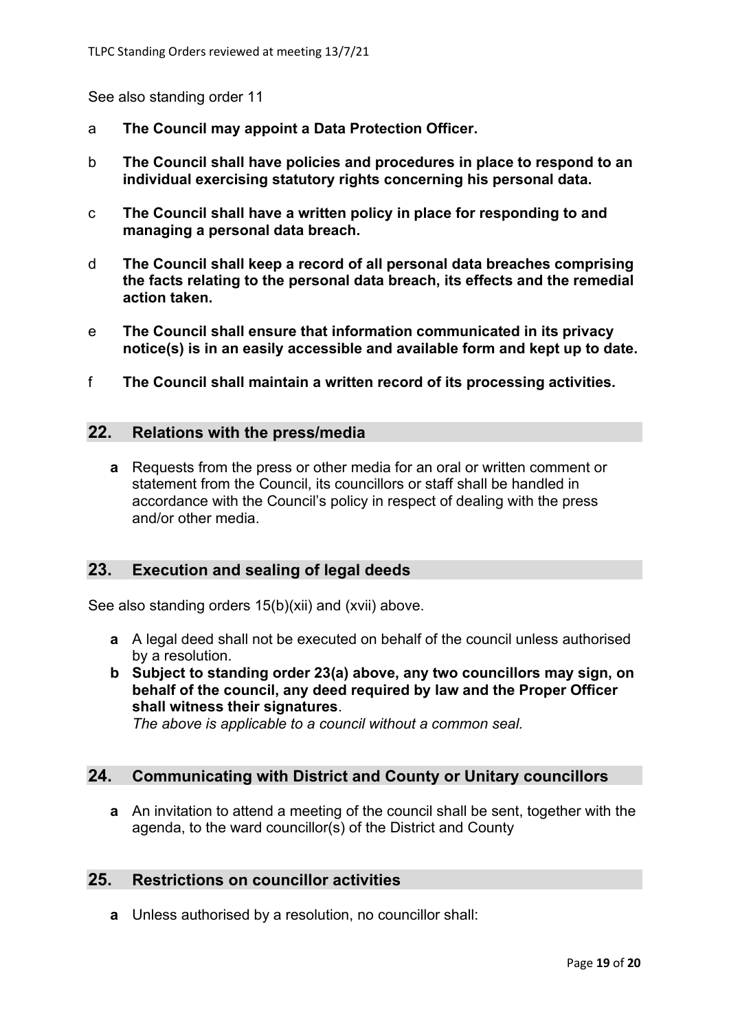See also standing order 11

a **The Council may appoint a Data Protection Officer.**

b **The Council shall have policies and procedures in place to respond to an individual exercising statutory rights concerning his personal data.**

c **The Council shall have a written policy in place for responding to and managing a personal data breach.**

d **The Council shall keep a record of all personal data breaches comprising the facts relating to the personal data breach, its effects and the remedial action taken.**

e **The Council shall ensure that information communicated in its privacy notice(s) is in an easily accessible and available form and kept up to date.**

f **The Council shall maintain a written record of its processing activities.**

## 22. Relations with the press/media

**a** Requests from the press or other media for an oral or written comment or statement from the Council, its councillors or staff shall be handled in accordance with the Council's policy in respect of dealing with the press and/or other media.

## 23. Execution and sealing of legal deeds

See also standing orders 15(b)(xii) and (xvii) above.

**a** A legal deed shall not be executed on behalf of the council unless authorised by a resolution.

**b** **Subject to standing order 23(a) above, any two councillors may sign, on behalf of the council, any deed required by law and the Proper Officer shall witness their signatures**.
*The above is applicable to a council without a common seal.*

## 24. Communicating with District and County or Unitary councillors

**a** An invitation to attend a meeting of the council shall be sent, together with the agenda, to the ward councillor(s) of the District and County

## 25. Restrictions on councillor activities

**a** Unless authorised by a resolution, no councillor shall: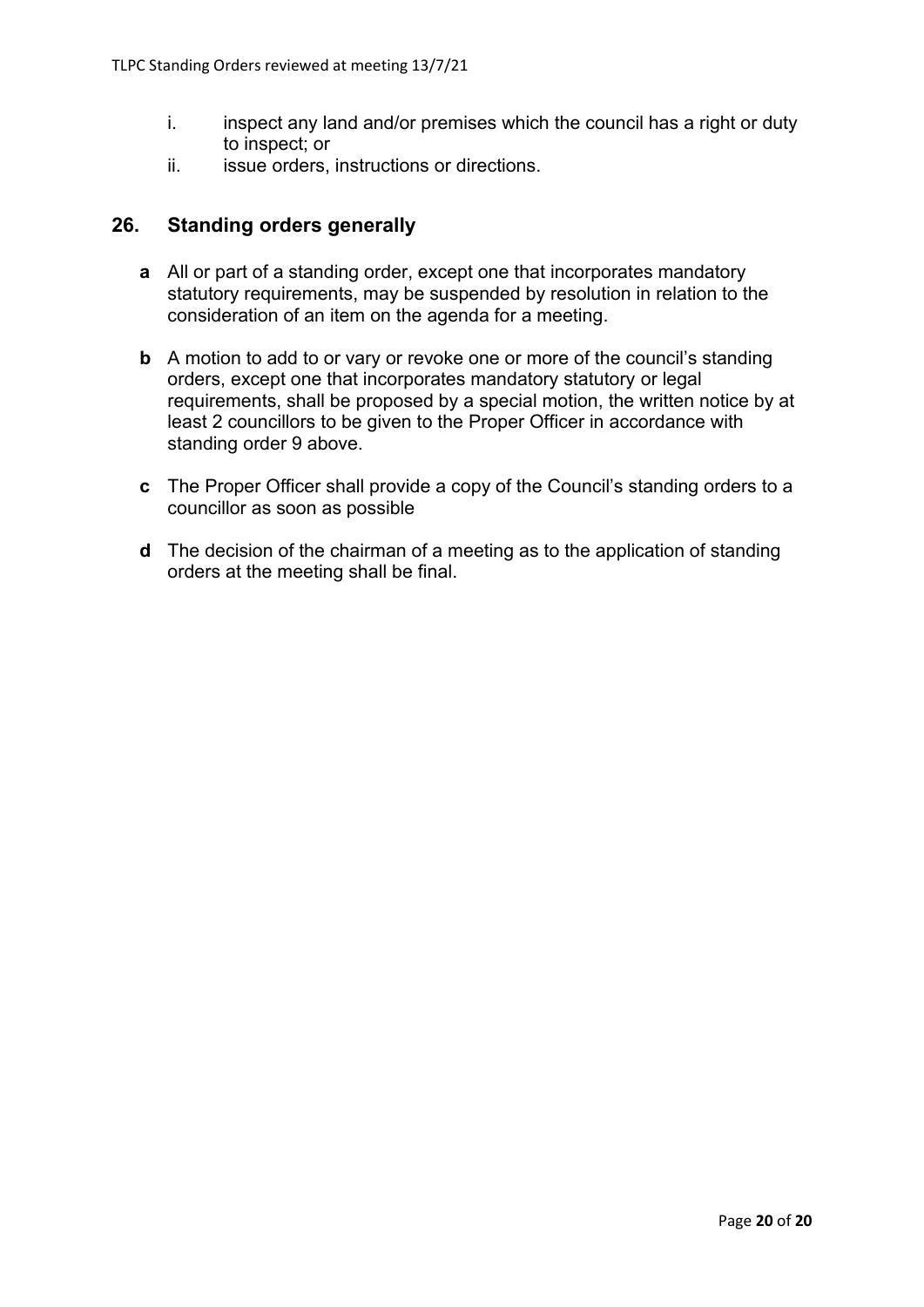i. inspect any land and/or premises which the council has a right or duty to inspect; or
ii. issue orders, instructions or directions.

## 26. Standing orders generally

**a** All or part of a standing order, except one that incorporates mandatory statutory requirements, may be suspended by resolution in relation to the consideration of an item on the agenda for a meeting.

**b** A motion to add to or vary or revoke one or more of the council's standing orders, except one that incorporates mandatory statutory or legal requirements, shall be proposed by a special motion, the written notice by at least 2 councillors to be given to the Proper Officer in accordance with standing order 9 above.

**c** The Proper Officer shall provide a copy of the Council's standing orders to a councillor as soon as possible

**d** The decision of the chairman of a meeting as to the application of standing orders at the meeting shall be final.